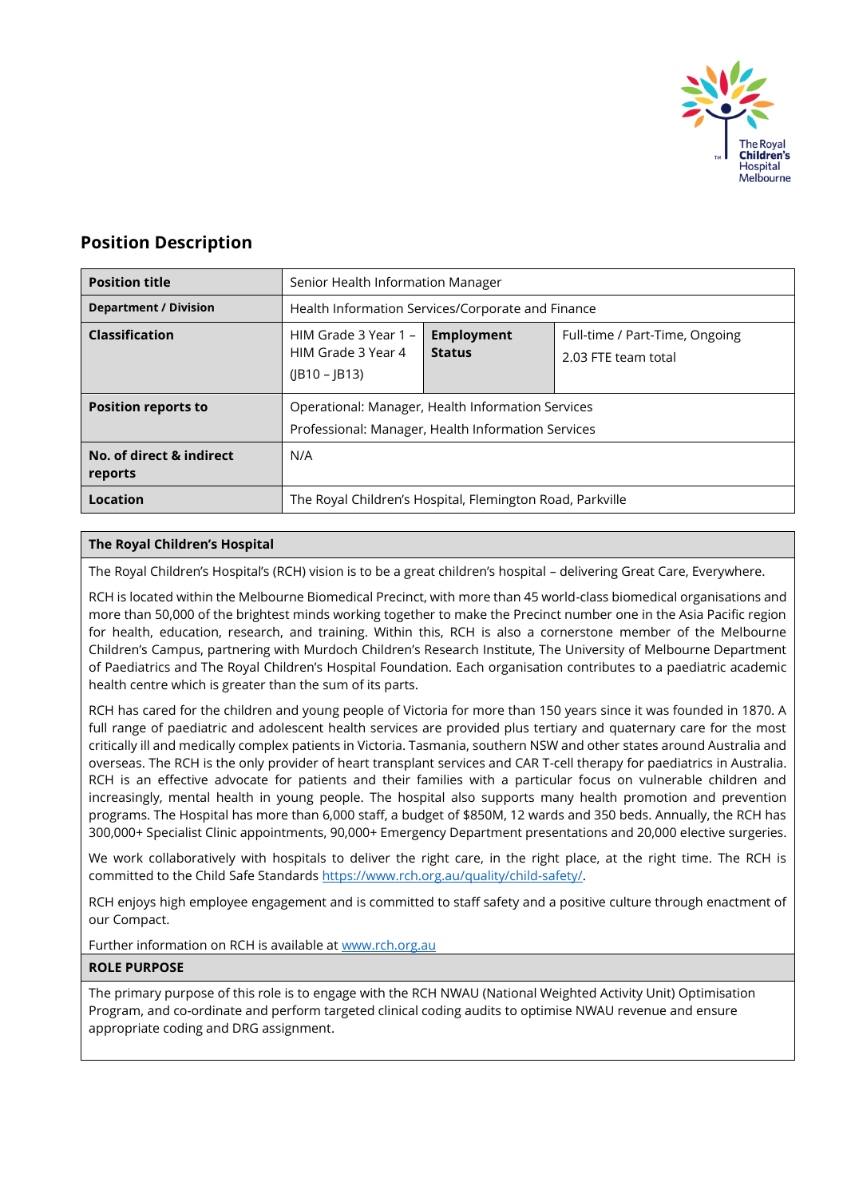## Position Description

| Position title | Senior Health Information Manager | | |
|---|---|---|---|
| **Department / Division** | Health Information Services/Corporate and Finance | | |
| **Classification** | HIM Grade 3 Year 1 – HIM Grade 3 Year 4 (JB10 – JB13) | **Employment Status** | Full-time / Part-Time, Ongoing<br>2.03 FTE team total |
| **Position reports to** | Operational: Manager, Health Information Services<br>Professional: Manager, Health Information Services | | |
| **No. of direct & indirect reports** | N/A | | |
| **Location** | The Royal Children's Hospital, Flemington Road, Parkville | | |

### The Royal Children's Hospital

The Royal Children's Hospital's (RCH) vision is to be a great children's hospital – delivering Great Care, Everywhere.

RCH is located within the Melbourne Biomedical Precinct, with more than 45 world-class biomedical organisations and more than 50,000 of the brightest minds working together to make the Precinct number one in the Asia Pacific region for health, education, research, and training. Within this, RCH is also a cornerstone member of the Melbourne Children's Campus, partnering with Murdoch Children's Research Institute, The University of Melbourne Department of Paediatrics and The Royal Children's Hospital Foundation. Each organisation contributes to a paediatric academic health centre which is greater than the sum of its parts.

RCH has cared for the children and young people of Victoria for more than 150 years since it was founded in 1870. A full range of paediatric and adolescent health services are provided plus tertiary and quaternary care for the most critically ill and medically complex patients in Victoria. Tasmania, southern NSW and other states around Australia and overseas. The RCH is the only provider of heart transplant services and CAR T-cell therapy for paediatrics in Australia. RCH is an effective advocate for patients and their families with a particular focus on vulnerable children and increasingly, mental health in young people. The hospital also supports many health promotion and prevention programs. The Hospital has more than 6,000 staff, a budget of $850M, 12 wards and 350 beds. Annually, the RCH has 300,000+ Specialist Clinic appointments, 90,000+ Emergency Department presentations and 20,000 elective surgeries.

We work collaboratively with hospitals to deliver the right care, in the right place, at the right time. The RCH is committed to the Child Safe Standards https://www.rch.org.au/quality/child-safety/.

RCH enjoys high employee engagement and is committed to staff safety and a positive culture through enactment of our Compact.

Further information on RCH is available at www.rch.org.au

### ROLE PURPOSE

The primary purpose of this role is to engage with the RCH NWAU (National Weighted Activity Unit) Optimisation Program, and co-ordinate and perform targeted clinical coding audits to optimise NWAU revenue and ensure appropriate coding and DRG assignment.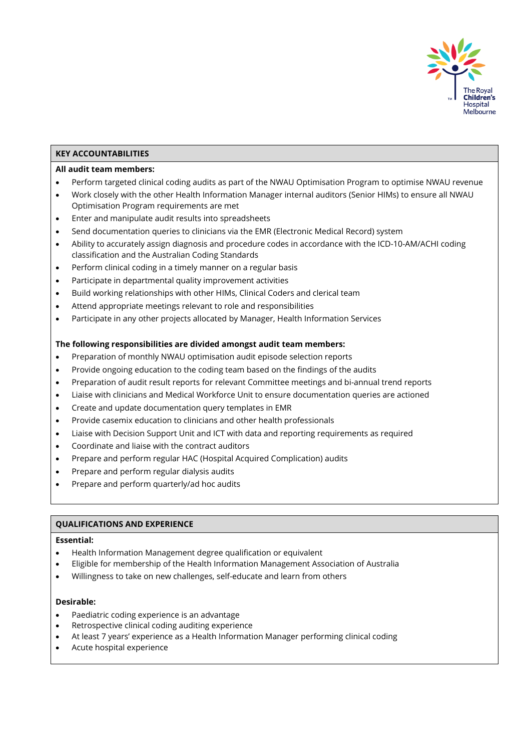## KEY ACCOUNTABILITIES

**All audit team members:**

- Perform targeted clinical coding audits as part of the NWAU Optimisation Program to optimise NWAU revenue
- Work closely with the other Health Information Manager internal auditors (Senior HIMs) to ensure all NWAU Optimisation Program requirements are met
- Enter and manipulate audit results into spreadsheets
- Send documentation queries to clinicians via the EMR (Electronic Medical Record) system
- Ability to accurately assign diagnosis and procedure codes in accordance with the ICD-10-AM/ACHI coding classification and the Australian Coding Standards
- Perform clinical coding in a timely manner on a regular basis
- Participate in departmental quality improvement activities
- Build working relationships with other HIMs, Clinical Coders and clerical team
- Attend appropriate meetings relevant to role and responsibilities
- Participate in any other projects allocated by Manager, Health Information Services

**The following responsibilities are divided amongst audit team members:**

- Preparation of monthly NWAU optimisation audit episode selection reports
- Provide ongoing education to the coding team based on the findings of the audits
- Preparation of audit result reports for relevant Committee meetings and bi-annual trend reports
- Liaise with clinicians and Medical Workforce Unit to ensure documentation queries are actioned
- Create and update documentation query templates in EMR
- Provide casemix education to clinicians and other health professionals
- Liaise with Decision Support Unit and ICT with data and reporting requirements as required
- Coordinate and liaise with the contract auditors
- Prepare and perform regular HAC (Hospital Acquired Complication) audits
- Prepare and perform regular dialysis audits
- Prepare and perform quarterly/ad hoc audits

## QUALIFICATIONS AND EXPERIENCE

**Essential:**

- Health Information Management degree qualification or equivalent
- Eligible for membership of the Health Information Management Association of Australia
- Willingness to take on new challenges, self-educate and learn from others

**Desirable:**

- Paediatric coding experience is an advantage
- Retrospective clinical coding auditing experience
- At least 7 years' experience as a Health Information Manager performing clinical coding
- Acute hospital experience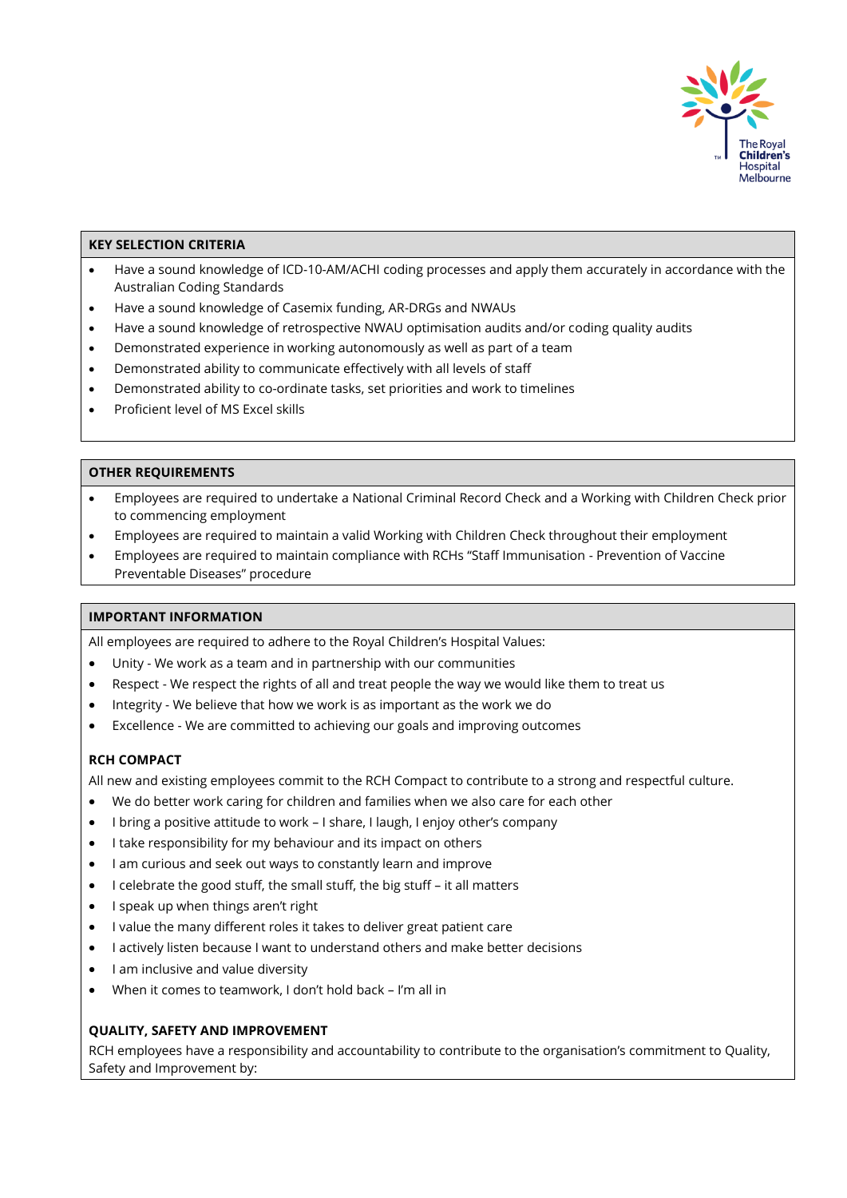## KEY SELECTION CRITERIA

- Have a sound knowledge of ICD-10-AM/ACHI coding processes and apply them accurately in accordance with the Australian Coding Standards
- Have a sound knowledge of Casemix funding, AR-DRGs and NWAUs
- Have a sound knowledge of retrospective NWAU optimisation audits and/or coding quality audits
- Demonstrated experience in working autonomously as well as part of a team
- Demonstrated ability to communicate effectively with all levels of staff
- Demonstrated ability to co-ordinate tasks, set priorities and work to timelines
- Proficient level of MS Excel skills

## OTHER REQUIREMENTS

- Employees are required to undertake a National Criminal Record Check and a Working with Children Check prior to commencing employment
- Employees are required to maintain a valid Working with Children Check throughout their employment
- Employees are required to maintain compliance with RCHs "Staff Immunisation - Prevention of Vaccine Preventable Diseases" procedure

## IMPORTANT INFORMATION

All employees are required to adhere to the Royal Children's Hospital Values:

- Unity - We work as a team and in partnership with our communities
- Respect - We respect the rights of all and treat people the way we would like them to treat us
- Integrity - We believe that how we work is as important as the work we do
- Excellence - We are committed to achieving our goals and improving outcomes

### RCH COMPACT

All new and existing employees commit to the RCH Compact to contribute to a strong and respectful culture.

- We do better work caring for children and families when we also care for each other
- I bring a positive attitude to work – I share, I laugh, I enjoy other's company
- I take responsibility for my behaviour and its impact on others
- I am curious and seek out ways to constantly learn and improve
- I celebrate the good stuff, the small stuff, the big stuff – it all matters
- I speak up when things aren't right
- I value the many different roles it takes to deliver great patient care
- I actively listen because I want to understand others and make better decisions
- I am inclusive and value diversity
- When it comes to teamwork, I don't hold back – I'm all in

### QUALITY, SAFETY AND IMPROVEMENT

RCH employees have a responsibility and accountability to contribute to the organisation's commitment to Quality, Safety and Improvement by: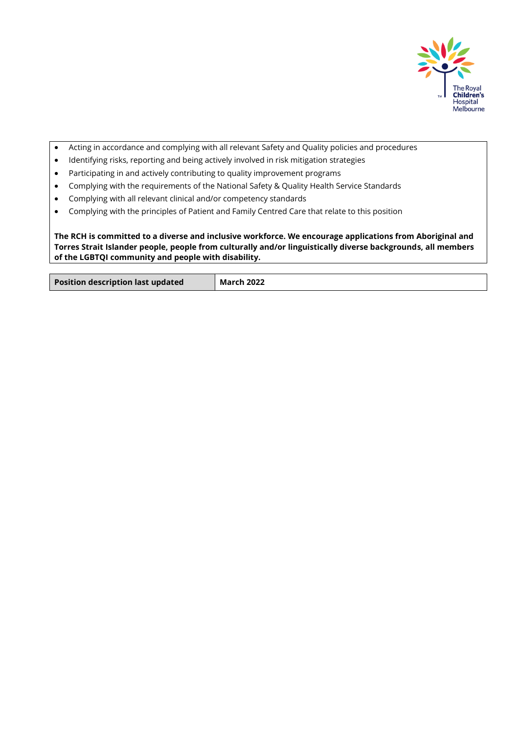- Acting in accordance and complying with all relevant Safety and Quality policies and procedures
- Identifying risks, reporting and being actively involved in risk mitigation strategies
- Participating in and actively contributing to quality improvement programs
- Complying with the requirements of the National Safety & Quality Health Service Standards
- Complying with all relevant clinical and/or competency standards
- Complying with the principles of Patient and Family Centred Care that relate to this position

**The RCH is committed to a diverse and inclusive workforce. We encourage applications from Aboriginal and Torres Strait Islander people, people from culturally and/or linguistically diverse backgrounds, all members of the LGBTQI community and people with disability.**

| | |
|---|---|
| **Position description last updated** | **March 2022** |